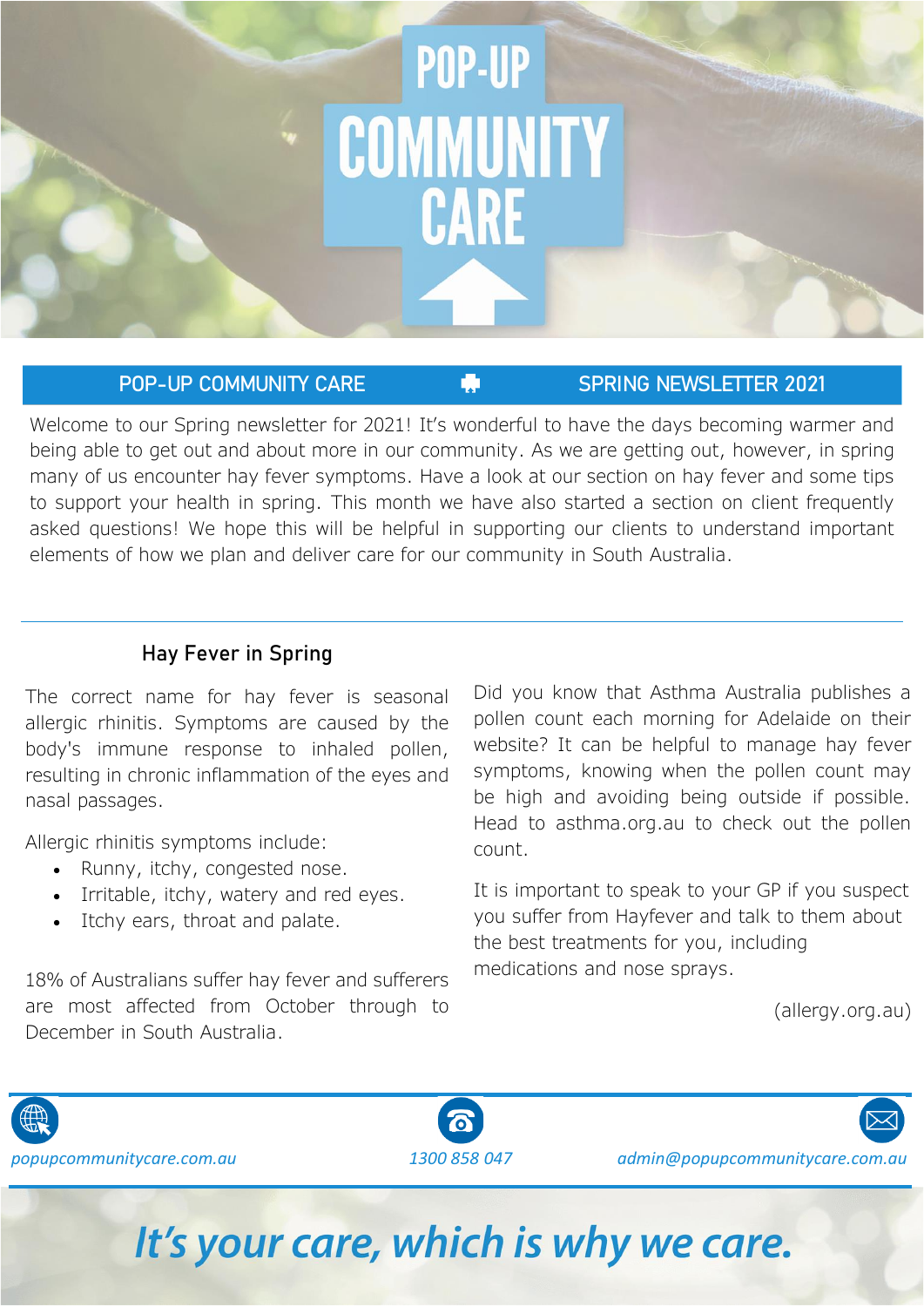# POP-UP COMMUNITY CARE

**POP-UP COMMUNITY CARE** | **SPRING NEWSLETTER 2021**

Welcome to our Spring newsletter for 2021! It's wonderful to have the days becoming warmer and being able to get out and about more in our community. As we are getting out, however, in spring many of us encounter hay fever symptoms. Have a look at our section on hay fever and some tips to support your health in spring. This month we have also started a section on client frequently asked questions! We hope this will be helpful in supporting our clients to understand important elements of how we plan and deliver care for our community in South Australia.

---

## Hay Fever in Spring

The correct name for hay fever is seasonal allergic rhinitis. Symptoms are caused by the body's immune response to inhaled pollen, resulting in chronic inflammation of the eyes and nasal passages.

Allergic rhinitis symptoms include:

- Runny, itchy, congested nose.
- Irritable, itchy, watery and red eyes.
- Itchy ears, throat and palate.

18% of Australians suffer hay fever and sufferers are most affected from October through to December in South Australia.

Did you know that Asthma Australia publishes a pollen count each morning for Adelaide on their website? It can be helpful to manage hay fever symptoms, knowing when the pollen count may be high and avoiding being outside if possible. Head to asthma.org.au to check out the pollen count.

It is important to speak to your GP if you suspect you suffer from Hayfever and talk to them about the best treatments for you, including medications and nose sprays.

(allergy.org.au)

---

*popupcommunitycare.com.au* | *1300 858 047* | *admin@popupcommunitycare.com.au*

***It's your care, which is why we care.***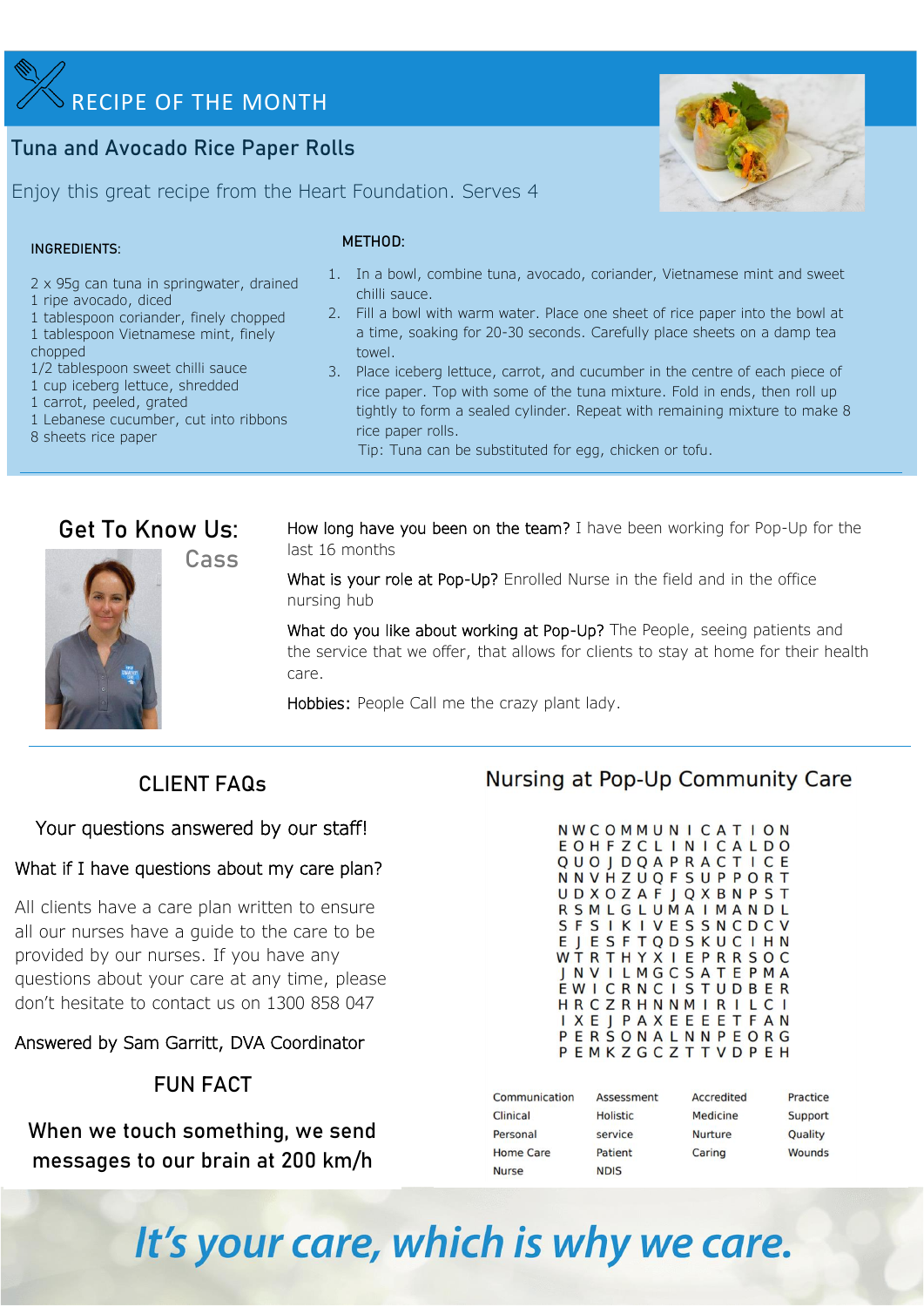# RECIPE OF THE MONTH

## Tuna and Avocado Rice Paper Rolls

Enjoy this great recipe from the Heart Foundation. Serves 4

### INGREDIENTS:

2 x 95g can tuna in springwater, drained
1 ripe avocado, diced
1 tablespoon coriander, finely chopped
1 tablespoon Vietnamese mint, finely chopped
1/2 tablespoon sweet chilli sauce
1 cup iceberg lettuce, shredded
1 carrot, peeled, grated
1 Lebanese cucumber, cut into ribbons
8 sheets rice paper

### METHOD:

1. In a bowl, combine tuna, avocado, coriander, Vietnamese mint and sweet chilli sauce.
2. Fill a bowl with warm water. Place one sheet of rice paper into the bowl at a time, soaking for 20-30 seconds. Carefully place sheets on a damp tea towel.
3. Place iceberg lettuce, carrot, and cucumber in the centre of each piece of rice paper. Top with some of the tuna mixture. Fold in ends, then roll up tightly to form a sealed cylinder. Repeat with remaining mixture to make 8 rice paper rolls.

Tip: Tuna can be substituted for egg, chicken or tofu.

## Get To Know Us: Cass

How long have you been on the team? I have been working for Pop-Up for the last 16 months

What is your role at Pop-Up? Enrolled Nurse in the field and in the office nursing hub

What do you like about working at Pop-Up? The People, seeing patients and the service that we offer, that allows for clients to stay at home for their health care.

Hobbies: People Call me the crazy plant lady.

## CLIENT FAQs

Your questions answered by our staff!

What if I have questions about my care plan?

All clients have a care plan written to ensure all our nurses have a guide to the care to be provided by our nurses. If you have any questions about your care at any time, please don't hesitate to contact us on 1300 858 047

Answered by Sam Garritt, DVA Coordinator

## FUN FACT

When we touch something, we send messages to our brain at 200 km/h

## Nursing at Pop-Up Community Care

```
N W C O M M U N I C A T I O N
E O H F Z C L I N I C A L D O
Q U O J D Q A P R A C T I C E
N N V H Z U Q F S U P P O R T
U D X O Z A F J Q X B N P S T
R S M L G L U M A I M A N D L
S F S I K I V E S S N C D C V
E J E S F T Q D S K U C I H N
W T R T H Y X I E P R R S O C
J N V I L M G C S A T E P M A
E W I C R N C I S T U D B E R
H R C Z R H N N M I R I L C I
I X E J P A X E E E T F A N
P E R S O N A L N N P E O R G
P E M K Z G C Z T T V D P E H
```

| | | | |
|---|---|---|---|
| Communication | Assessment | Accredited | Practice |
| Clinical | Holistic | Medicine | Support |
| Personal | service | Nurture | Quality |
| Home Care | Patient | Caring | Wounds |
| Nurse | NDIS | | |

*It's your care, which is why we care.*